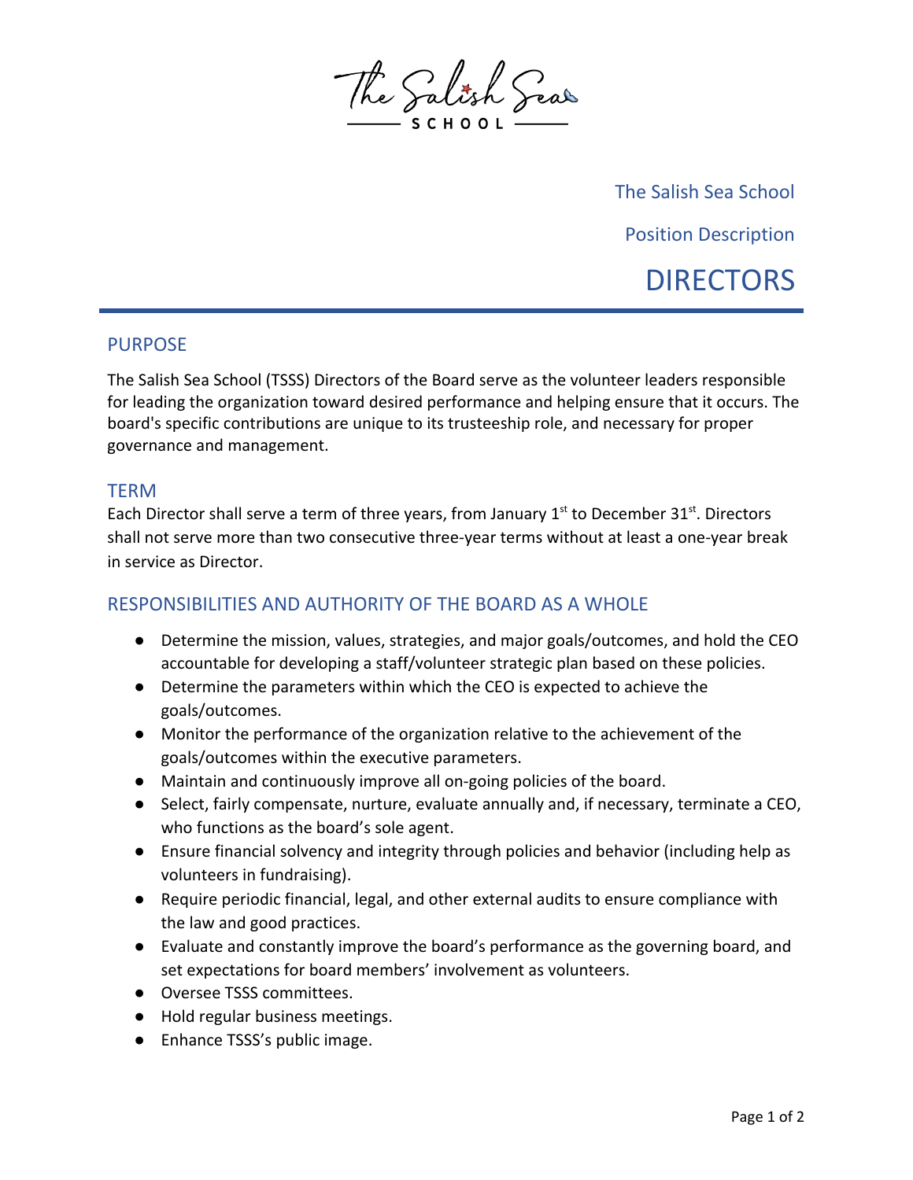The Salish Sea School

Position Description

# DIRECTORS

## PURPOSE

The Salish Sea School (TSSS) Directors of the Board serve as the volunteer leaders responsible for leading the organization toward desired performance and helping ensure that it occurs. The board's specific contributions are unique to its trusteeship role, and necessary for proper governance and management.

## TERM

Each Director shall serve a term of three years, from January 1st to December 31st. Directors shall not serve more than two consecutive three-year terms without at least a one-year break in service as Director.

## RESPONSIBILITIES AND AUTHORITY OF THE BOARD AS A WHOLE

- Determine the mission, values, strategies, and major goals/outcomes, and hold the CEO accountable for developing a staff/volunteer strategic plan based on these policies.
- Determine the parameters within which the CEO is expected to achieve the goals/outcomes.
- Monitor the performance of the organization relative to the achievement of the goals/outcomes within the executive parameters.
- Maintain and continuously improve all on-going policies of the board.
- Select, fairly compensate, nurture, evaluate annually and, if necessary, terminate a CEO, who functions as the board's sole agent.
- Ensure financial solvency and integrity through policies and behavior (including help as volunteers in fundraising).
- Require periodic financial, legal, and other external audits to ensure compliance with the law and good practices.
- Evaluate and constantly improve the board's performance as the governing board, and set expectations for board members' involvement as volunteers.
- Oversee TSSS committees.
- Hold regular business meetings.
- Enhance TSSS's public image.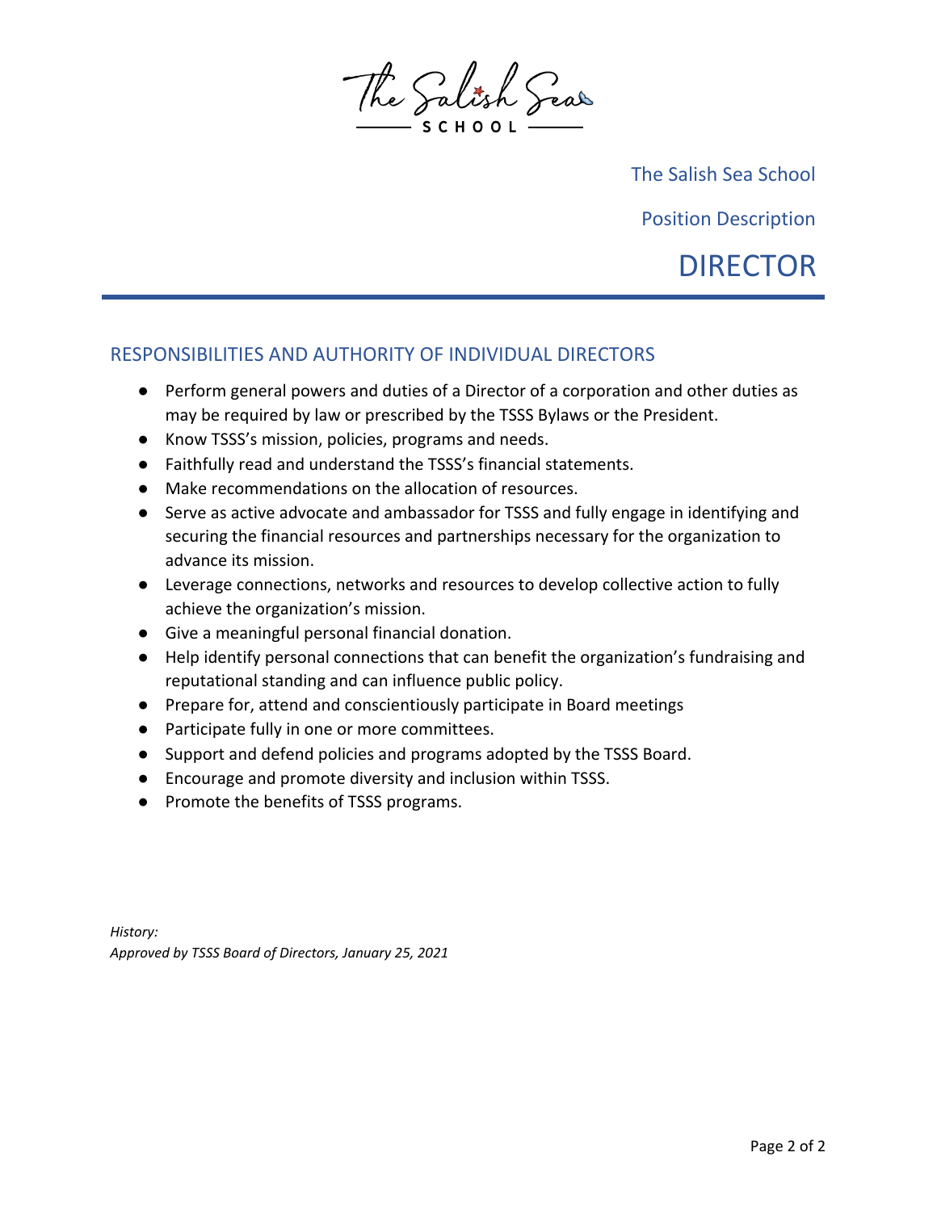The Salish Sea School

Position Description

# DIRECTOR

## RESPONSIBILITIES AND AUTHORITY OF INDIVIDUAL DIRECTORS

- Perform general powers and duties of a Director of a corporation and other duties as may be required by law or prescribed by the TSSS Bylaws or the President.
- Know TSSS's mission, policies, programs and needs.
- Faithfully read and understand the TSSS's financial statements.
- Make recommendations on the allocation of resources.
- Serve as active advocate and ambassador for TSSS and fully engage in identifying and securing the financial resources and partnerships necessary for the organization to advance its mission.
- Leverage connections, networks and resources to develop collective action to fully achieve the organization's mission.
- Give a meaningful personal financial donation.
- Help identify personal connections that can benefit the organization's fundraising and reputational standing and can influence public policy.
- Prepare for, attend and conscientiously participate in Board meetings
- Participate fully in one or more committees.
- Support and defend policies and programs adopted by the TSSS Board.
- Encourage and promote diversity and inclusion within TSSS.
- Promote the benefits of TSSS programs.

*History:*
*Approved by TSSS Board of Directors, January 25, 2021*